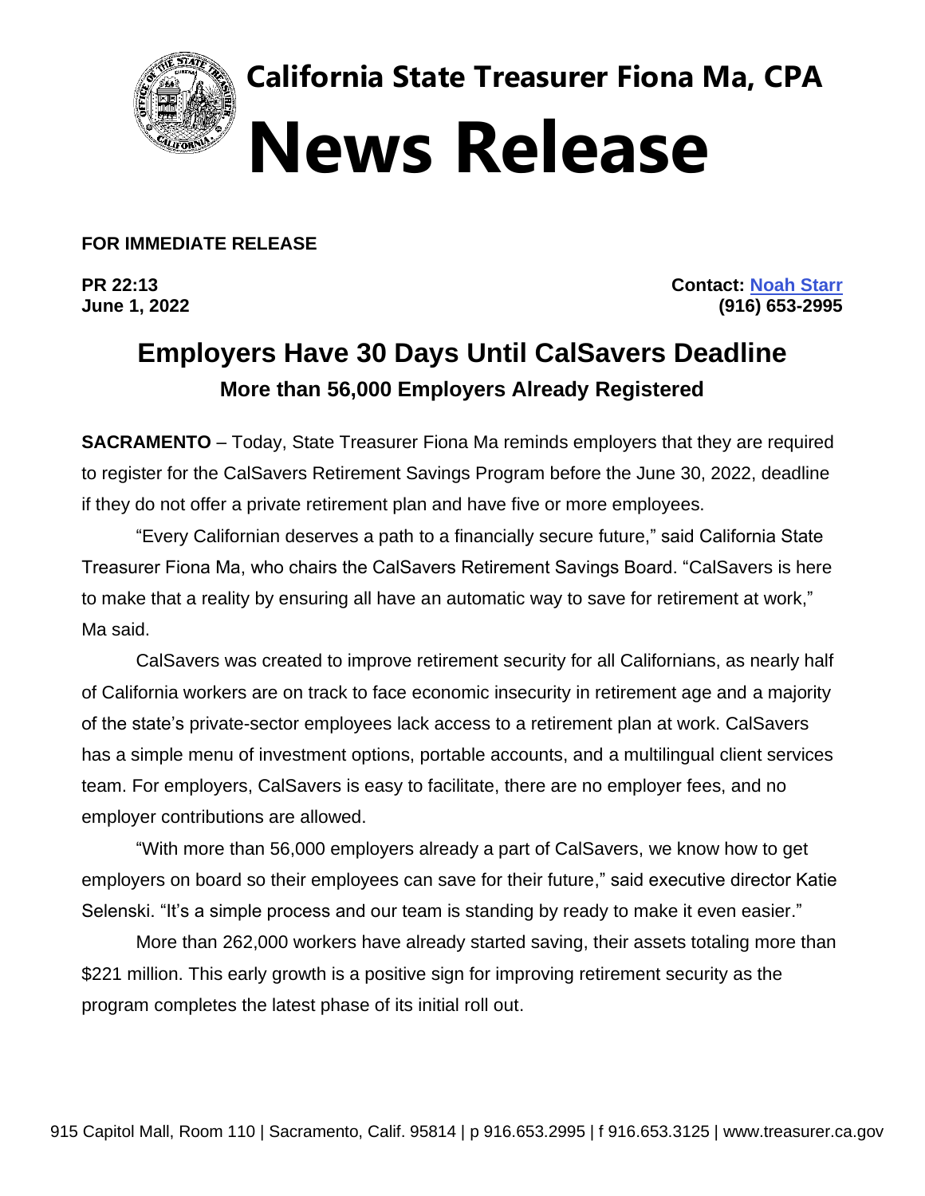# California State Treasurer Fiona Ma, CPA

# News Release

**FOR IMMEDIATE RELEASE**

**PR 22:13**
**June 1, 2022**

**Contact: [Noah Starr](mailto:)**
**(916) 653-2995**

## Employers Have 30 Days Until CalSavers Deadline

### More than 56,000 Employers Already Registered

**SACRAMENTO** – Today, State Treasurer Fiona Ma reminds employers that they are required to register for the CalSavers Retirement Savings Program before the June 30, 2022, deadline if they do not offer a private retirement plan and have five or more employees.

"Every Californian deserves a path to a financially secure future," said California State Treasurer Fiona Ma, who chairs the CalSavers Retirement Savings Board. "CalSavers is here to make that a reality by ensuring all have an automatic way to save for retirement at work," Ma said.

CalSavers was created to improve retirement security for all Californians, as nearly half of California workers are on track to face economic insecurity in retirement age and a majority of the state's private-sector employees lack access to a retirement plan at work. CalSavers has a simple menu of investment options, portable accounts, and a multilingual client services team. For employers, CalSavers is easy to facilitate, there are no employer fees, and no employer contributions are allowed.

"With more than 56,000 employers already a part of CalSavers, we know how to get employers on board so their employees can save for their future," said executive director Katie Selenski. "It's a simple process and our team is standing by ready to make it even easier."

More than 262,000 workers have already started saving, their assets totaling more than $221 million. This early growth is a positive sign for improving retirement security as the program completes the latest phase of its initial roll out.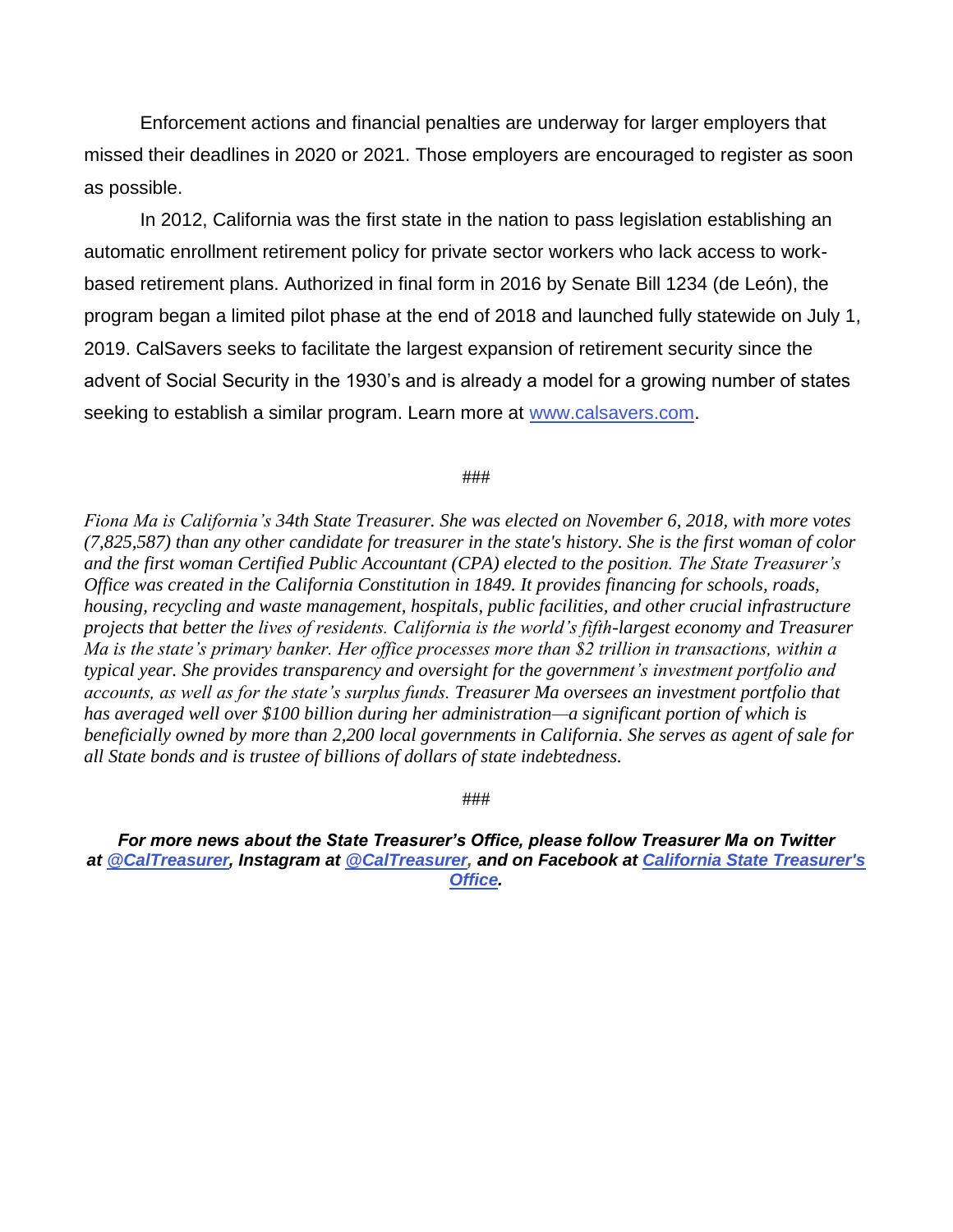Enforcement actions and financial penalties are underway for larger employers that missed their deadlines in 2020 or 2021. Those employers are encouraged to register as soon as possible.

In 2012, California was the first state in the nation to pass legislation establishing an automatic enrollment retirement policy for private sector workers who lack access to work-based retirement plans. Authorized in final form in 2016 by Senate Bill 1234 (de León), the program began a limited pilot phase at the end of 2018 and launched fully statewide on July 1, 2019. CalSavers seeks to facilitate the largest expansion of retirement security since the advent of Social Security in the 1930's and is already a model for a growing number of states seeking to establish a similar program. Learn more at [www.calsavers.com](http://www.calsavers.com).

###

*Fiona Ma is California's 34th State Treasurer. She was elected on November 6, 2018, with more votes (7,825,587) than any other candidate for treasurer in the state's history. She is the first woman of color and the first woman Certified Public Accountant (CPA) elected to the position. The State Treasurer's Office was created in the California Constitution in 1849. It provides financing for schools, roads, housing, recycling and waste management, hospitals, public facilities, and other crucial infrastructure projects that better the lives of residents. California is the world's fifth-largest economy and Treasurer Ma is the state's primary banker. Her office processes more than $2 trillion in transactions, within a typical year. She provides transparency and oversight for the government's investment portfolio and accounts, as well as for the state's surplus funds. Treasurer Ma oversees an investment portfolio that has averaged well over $100 billion during her administration—a significant portion of which is beneficially owned by more than 2,200 local governments in California. She serves as agent of sale for all State bonds and is trustee of billions of dollars of state indebtedness.*

###

***For more news about the State Treasurer's Office, please follow Treasurer Ma on Twitter at [@CalTreasurer](https://twitter.com/CalTreasurer), Instagram at [@CalTreasurer](https://instagram.com/CalTreasurer), and on Facebook at [California State Treasurer's Office](https://facebook.com).***